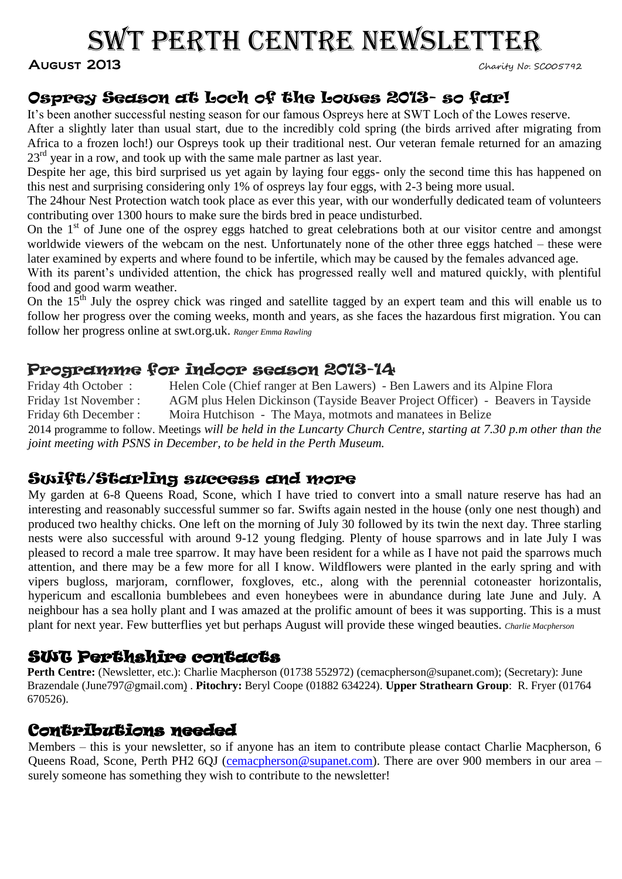# SWT Perth Centre Newsletter

**August 2013** Charity No: SC005792

## Osprey Season at Loch of the Lowes 2013- so far!

It's been another successful nesting season for our famous Ospreys here at SWT Loch of the Lowes reserve.

After a slightly later than usual start, due to the incredibly cold spring (the birds arrived after migrating from Africa to a frozen loch!) our Ospreys took up their traditional nest. Our veteran female returned for an amazing 23rd year in a row, and took up with the same male partner as last year.

Despite her age, this bird surprised us yet again by laying four eggs- only the second time this has happened on this nest and surprising considering only 1% of ospreys lay four eggs, with 2-3 being more usual.

The 24hour Nest Protection watch took place as ever this year, with our wonderfully dedicated team of volunteers contributing over 1300 hours to make sure the birds bred in peace undisturbed.

On the 1st of June one of the osprey eggs hatched to great celebrations both at our visitor centre and amongst worldwide viewers of the webcam on the nest. Unfortunately none of the other three eggs hatched – these were later examined by experts and where found to be infertile, which may be caused by the females advanced age.

With its parent's undivided attention, the chick has progressed really well and matured quickly, with plentiful food and good warm weather.

On the 15th July the osprey chick was ringed and satellite tagged by an expert team and this will enable us to follow her progress over the coming weeks, month and years, as she faces the hazardous first migration. You can follow her progress online at swt.org.uk. *Ranger Emma Rawling*

## Programme for indoor season 2013-14

Friday 4th October : Helen Cole (Chief ranger at Ben Lawers) - Ben Lawers and its Alpine Flora

Friday 1st November : AGM plus Helen Dickinson (Tayside Beaver Project Officer) - Beavers in Tayside

Friday 6th December : Moira Hutchison - The Maya, motmots and manatees in Belize

2014 programme to follow. Meetings *will be held in the Luncarty Church Centre, starting at 7.30 p.m other than the joint meeting with PSNS in December, to be held in the Perth Museum.*

## Swift/Starling success and more

My garden at 6-8 Queens Road, Scone, which I have tried to convert into a small nature reserve has had an interesting and reasonably successful summer so far. Swifts again nested in the house (only one nest though) and produced two healthy chicks. One left on the morning of July 30 followed by its twin the next day. Three starling nests were also successful with around 9-12 young fledging. Plenty of house sparrows and in late July I was pleased to record a male tree sparrow. It may have been resident for a while as I have not paid the sparrows much attention, and there may be a few more for all I know. Wildflowers were planted in the early spring and with vipers bugloss, marjoram, cornflower, foxgloves, etc., along with the perennial cotoneaster horizontalis, hypericum and escallonia bumblebees and even honeybees were in abundance during late June and July. A neighbour has a sea holly plant and I was amazed at the prolific amount of bees it was supporting. This is a must plant for next year. Few butterflies yet but perhaps August will provide these winged beauties. *Charlie Macpherson*

## SWT Perthshire contacts

**Perth Centre:** (Newsletter, etc.): Charlie Macpherson (01738 552972) (cemacpherson@supanet.com); (Secretary): June Brazendale (June797@gmail.com) . **Pitochry:** Beryl Coope (01882 634224). **Upper Strathearn Group**: R. Fryer (01764 670526).

## Contributions needed

Members – this is your newsletter, so if anyone has an item to contribute please contact Charlie Macpherson, 6 Queens Road, Scone, Perth PH2 6QJ (cemacpherson@supanet.com). There are over 900 members in our area – surely someone has something they wish to contribute to the newsletter!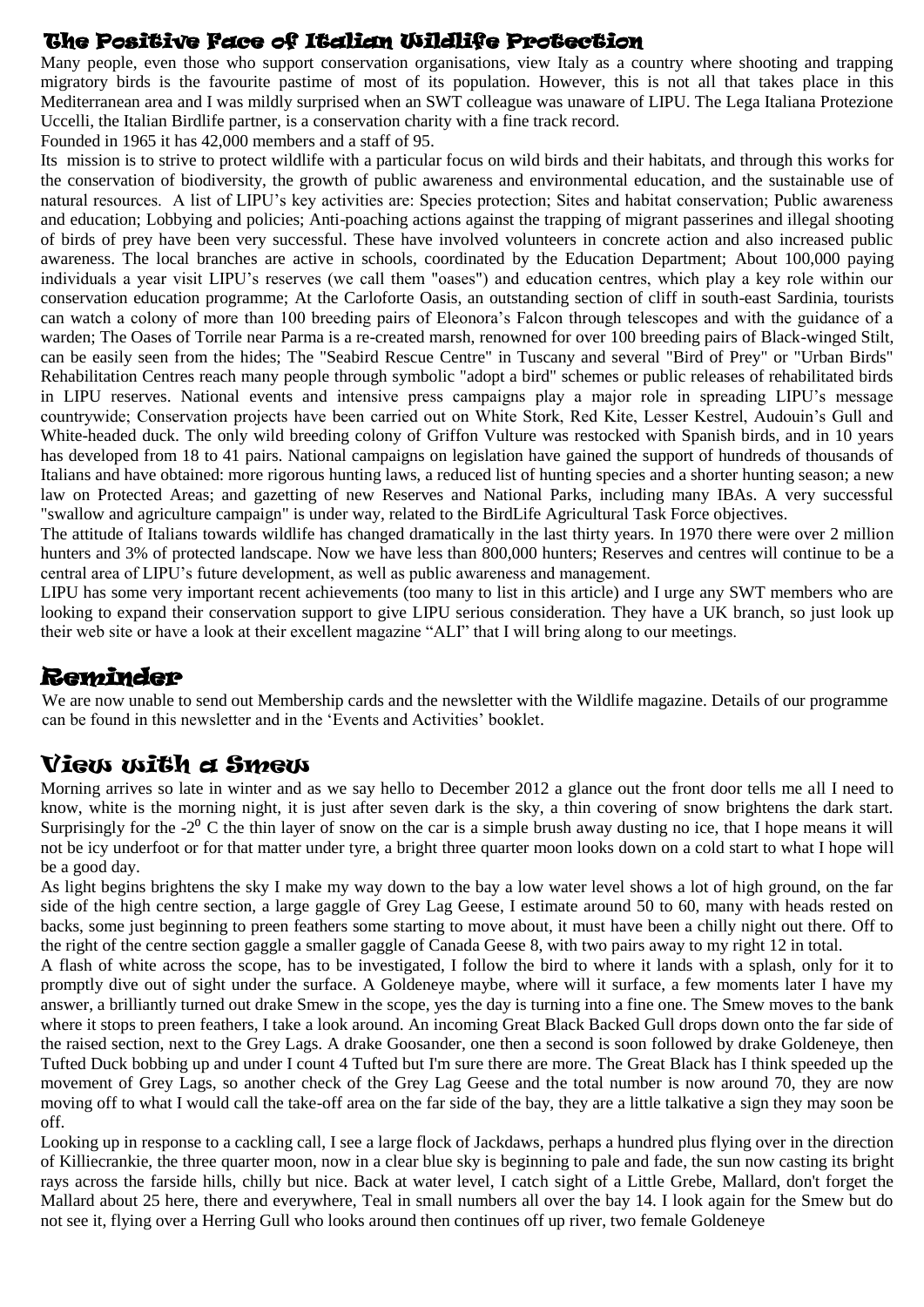## The Positive Face of Italian Wildlife Protection

Many people, even those who support conservation organisations, view Italy as a country where shooting and trapping migratory birds is the favourite pastime of most of its population. However, this is not all that takes place in this Mediterranean area and I was mildly surprised when an SWT colleague was unaware of LIPU. The Lega Italiana Protezione Uccelli, the Italian Birdlife partner, is a conservation charity with a fine track record.

Founded in 1965 it has 42,000 members and a staff of 95.

Its mission is to strive to protect wildlife with a particular focus on wild birds and their habitats, and through this works for the conservation of biodiversity, the growth of public awareness and environmental education, and the sustainable use of natural resources. A list of LIPU's key activities are: Species protection; Sites and habitat conservation; Public awareness and education; Lobbying and policies; Anti-poaching actions against the trapping of migrant passerines and illegal shooting of birds of prey have been very successful. These have involved volunteers in concrete action and also increased public awareness. The local branches are active in schools, coordinated by the Education Department; About 100,000 paying individuals a year visit LIPU's reserves (we call them "oases") and education centres, which play a key role within our conservation education programme; At the Carloforte Oasis, an outstanding section of cliff in south-east Sardinia, tourists can watch a colony of more than 100 breeding pairs of Eleonora's Falcon through telescopes and with the guidance of a warden; The Oases of Torrile near Parma is a re-created marsh, renowned for over 100 breeding pairs of Black-winged Stilt, can be easily seen from the hides; The "Seabird Rescue Centre" in Tuscany and several "Bird of Prey" or "Urban Birds" Rehabilitation Centres reach many people through symbolic "adopt a bird" schemes or public releases of rehabilitated birds in LIPU reserves. National events and intensive press campaigns play a major role in spreading LIPU's message countrywide; Conservation projects have been carried out on White Stork, Red Kite, Lesser Kestrel, Audouin's Gull and White-headed duck. The only wild breeding colony of Griffon Vulture was restocked with Spanish birds, and in 10 years has developed from 18 to 41 pairs. National campaigns on legislation have gained the support of hundreds of thousands of Italians and have obtained: more rigorous hunting laws, a reduced list of hunting species and a shorter hunting season; a new law on Protected Areas; and gazetting of new Reserves and National Parks, including many IBAs. A very successful "swallow and agriculture campaign" is under way, related to the BirdLife Agricultural Task Force objectives.

The attitude of Italians towards wildlife has changed dramatically in the last thirty years. In 1970 there were over 2 million hunters and 3% of protected landscape. Now we have less than 800,000 hunters; Reserves and centres will continue to be a central area of LIPU's future development, as well as public awareness and management.

LIPU has some very important recent achievements (too many to list in this article) and I urge any SWT members who are looking to expand their conservation support to give LIPU serious consideration. They have a UK branch, so just look up their web site or have a look at their excellent magazine "ALI" that I will bring along to our meetings.

## Reminder

We are now unable to send out Membership cards and the newsletter with the Wildlife magazine. Details of our programme can be found in this newsletter and in the 'Events and Activities' booklet.

## View with a Smew

Morning arrives so late in winter and as we say hello to December 2012 a glance out the front door tells me all I need to know, white is the morning night, it is just after seven dark is the sky, a thin covering of snow brightens the dark start. Surprisingly for the -2$^0$ C the thin layer of snow on the car is a simple brush away dusting no ice, that I hope means it will not be icy underfoot or for that matter under tyre, a bright three quarter moon looks down on a cold start to what I hope will be a good day.

As light begins brightens the sky I make my way down to the bay a low water level shows a lot of high ground, on the far side of the high centre section, a large gaggle of Grey Lag Geese, I estimate around 50 to 60, many with heads rested on backs, some just beginning to preen feathers some starting to move about, it must have been a chilly night out there. Off to the right of the centre section gaggle a smaller gaggle of Canada Geese 8, with two pairs away to my right 12 in total.

A flash of white across the scope, has to be investigated, I follow the bird to where it lands with a splash, only for it to promptly dive out of sight under the surface. A Goldeneye maybe, where will it surface, a few moments later I have my answer, a brilliantly turned out drake Smew in the scope, yes the day is turning into a fine one. The Smew moves to the bank where it stops to preen feathers, I take a look around. An incoming Great Black Backed Gull drops down onto the far side of the raised section, next to the Grey Lags. A drake Goosander, one then a second is soon followed by drake Goldeneye, then Tufted Duck bobbing up and under I count 4 Tufted but I'm sure there are more. The Great Black has I think speeded up the movement of Grey Lags, so another check of the Grey Lag Geese and the total number is now around 70, they are now moving off to what I would call the take-off area on the far side of the bay, they are a little talkative a sign they may soon be off.

Looking up in response to a cackling call, I see a large flock of Jackdaws, perhaps a hundred plus flying over in the direction of Killiecrankie, the three quarter moon, now in a clear blue sky is beginning to pale and fade, the sun now casting its bright rays across the farside hills, chilly but nice. Back at water level, I catch sight of a Little Grebe, Mallard, don't forget the Mallard about 25 here, there and everywhere, Teal in small numbers all over the bay 14. I look again for the Smew but do not see it, flying over a Herring Gull who looks around then continues off up river, two female Goldeneye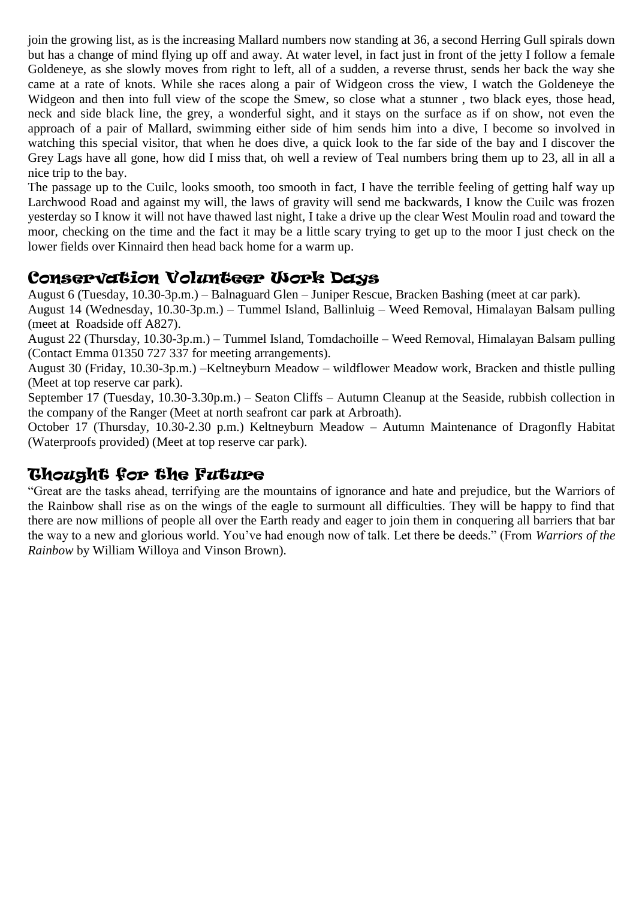join the growing list, as is the increasing Mallard numbers now standing at 36, a second Herring Gull spirals down but has a change of mind flying up off and away. At water level, in fact just in front of the jetty I follow a female Goldeneye, as she slowly moves from right to left, all of a sudden, a reverse thrust, sends her back the way she came at a rate of knots. While she races along a pair of Widgeon cross the view, I watch the Goldeneye the Widgeon and then into full view of the scope the Smew, so close what a stunner , two black eyes, those head, neck and side black line, the grey, a wonderful sight, and it stays on the surface as if on show, not even the approach of a pair of Mallard, swimming either side of him sends him into a dive, I become so involved in watching this special visitor, that when he does dive, a quick look to the far side of the bay and I discover the Grey Lags have all gone, how did I miss that, oh well a review of Teal numbers bring them up to 23, all in all a nice trip to the bay.

The passage up to the Cuilc, looks smooth, too smooth in fact, I have the terrible feeling of getting half way up Larchwood Road and against my will, the laws of gravity will send me backwards, I know the Cuilc was frozen yesterday so I know it will not have thawed last night, I take a drive up the clear West Moulin road and toward the moor, checking on the time and the fact it may be a little scary trying to get up to the moor I just check on the lower fields over Kinnaird then head back home for a warm up.

## Conservation Volunteer Work Days

August 6 (Tuesday, 10.30-3p.m.) – Balnaguard Glen – Juniper Rescue, Bracken Bashing (meet at car park).

August 14 (Wednesday, 10.30-3p.m.) – Tummel Island, Ballinluig – Weed Removal, Himalayan Balsam pulling (meet at Roadside off A827).

August 22 (Thursday, 10.30-3p.m.) – Tummel Island, Tomdachoille – Weed Removal, Himalayan Balsam pulling (Contact Emma 01350 727 337 for meeting arrangements).

August 30 (Friday, 10.30-3p.m.) –Keltneyburn Meadow – wildflower Meadow work, Bracken and thistle pulling (Meet at top reserve car park).

September 17 (Tuesday, 10.30-3.30p.m.) – Seaton Cliffs – Autumn Cleanup at the Seaside, rubbish collection in the company of the Ranger (Meet at north seafront car park at Arbroath).

October 17 (Thursday, 10.30-2.30 p.m.) Keltneyburn Meadow – Autumn Maintenance of Dragonfly Habitat (Waterproofs provided) (Meet at top reserve car park).

## Thought for the Future

“Great are the tasks ahead, terrifying are the mountains of ignorance and hate and prejudice, but the Warriors of the Rainbow shall rise as on the wings of the eagle to surmount all difficulties. They will be happy to find that there are now millions of people all over the Earth ready and eager to join them in conquering all barriers that bar the way to a new and glorious world. You’ve had enough now of talk. Let there be deeds.” (From *Warriors of the Rainbow* by William Willoya and Vinson Brown).